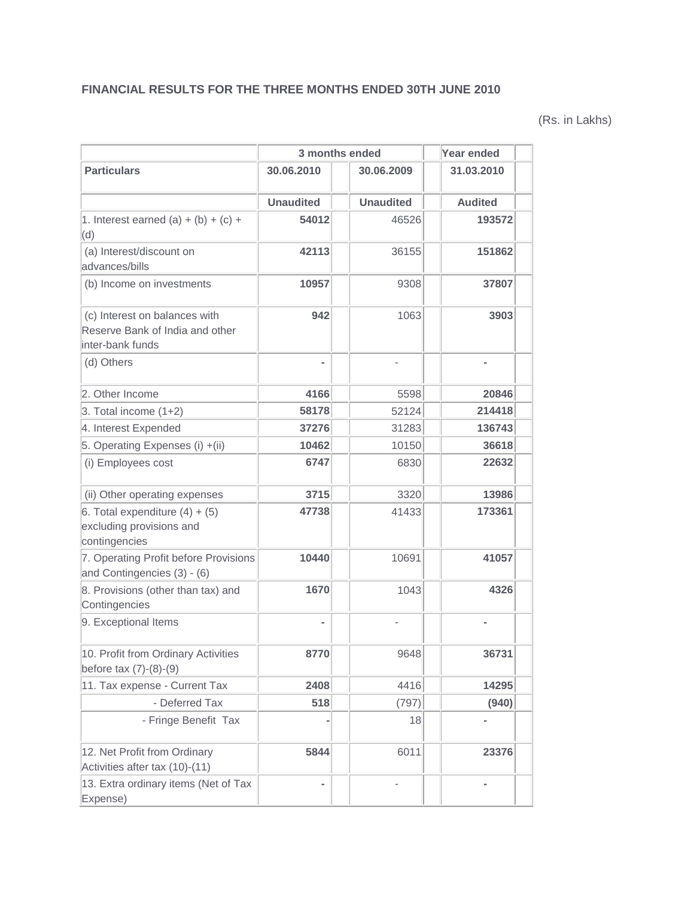## FINANCIAL RESULTS FOR THE THREE MONTHS ENDED 30TH JUNE 2010

(Rs. in Lakhs)

| | 3 months ended | | Year ended |
|---|---|---|---|
| **Particulars** | **30.06.2010** | **30.06.2009** | **31.03.2010** |
| | **Unaudited** | **Unaudited** | **Audited** |
| 1. Interest earned (a) + (b) + (c) + (d) | **54012** | 46526 | **193572** |
| (a) Interest/discount on advances/bills | **42113** | 36155 | **151862** |
| (b) Income on investments | **10957** | 9308 | **37807** |
| (c) Interest on balances with Reserve Bank of India and other inter-bank funds | **942** | 1063 | **3903** |
| (d) Others | **-** | - | **-** |
| 2. Other Income | **4166** | 5598 | **20846** |
| 3. Total income (1+2) | **58178** | 52124 | **214418** |
| 4. Interest Expended | **37276** | 31283 | **136743** |
| 5. Operating Expenses (i) +(ii) | **10462** | 10150 | **36618** |
| (i) Employees cost | **6747** | 6830 | **22632** |
| (ii) Other operating expenses | **3715** | 3320 | **13986** |
| 6. Total expenditure (4) + (5) excluding provisions and contingencies | **47738** | 41433 | **173361** |
| 7. Operating Profit before Provisions and Contingencies (3) - (6) | **10440** | 10691 | **41057** |
| 8. Provisions (other than tax) and Contingencies | **1670** | 1043 | **4326** |
| 9. Exceptional Items | **-** | - | **-** |
| 10. Profit from Ordinary Activities before tax (7)-(8)-(9) | **8770** | 9648 | **36731** |
| 11. Tax expense - Current Tax | **2408** | 4416 | **14295** |
| - Deferred Tax | **518** | (797) | **(940)** |
| - Fringe Benefit Tax | **-** | 18 | **-** |
| 12. Net Profit from Ordinary Activities after tax (10)-(11) | **5844** | 6011 | **23376** |
| 13. Extra ordinary items (Net of Tax Expense) | **-** | - | **-** |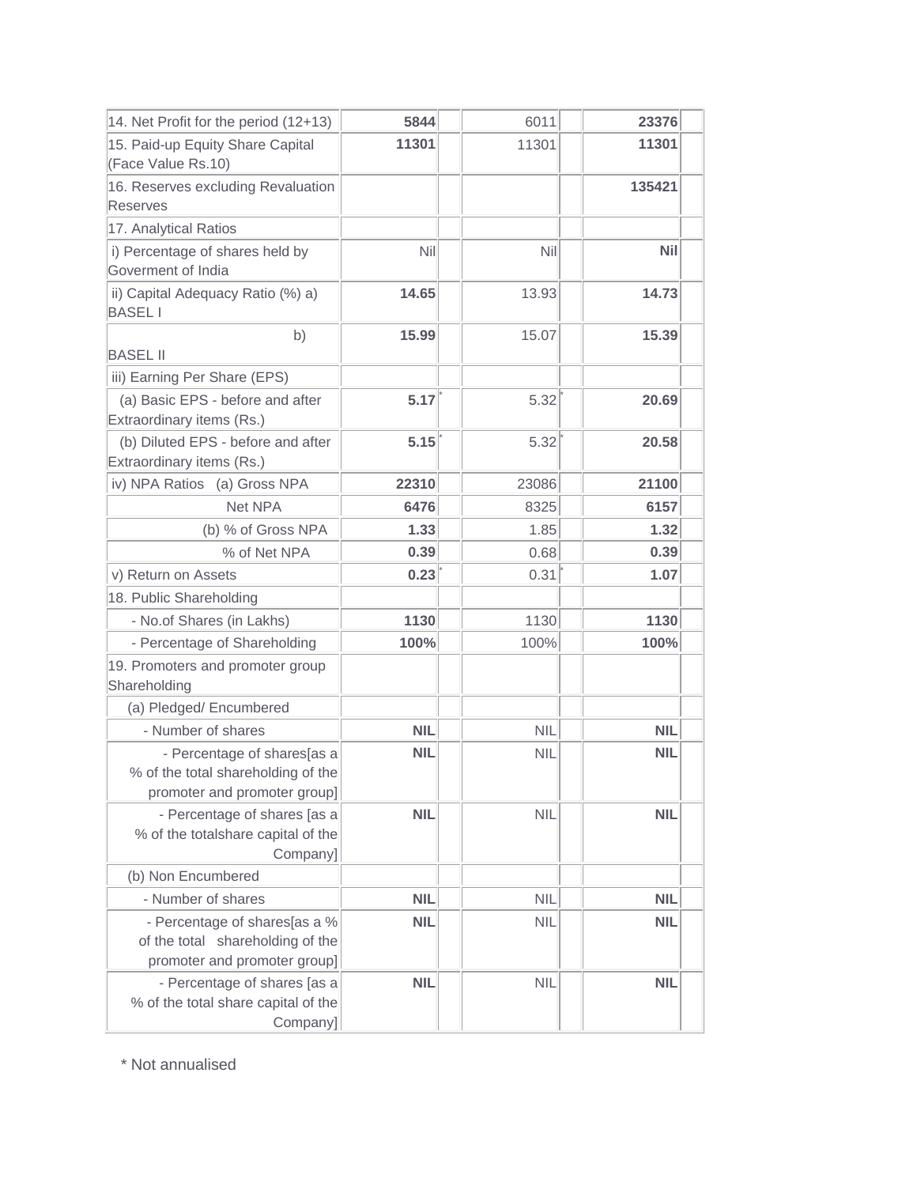| | | | | | |
|---|---|---|---|---|---|
| 14. Net Profit for the period (12+13) | **5844** | | 6011 | | **23376** |
| 15. Paid-up Equity Share Capital (Face Value Rs.10) | **11301** | | 11301 | | **11301** |
| 16. Reserves excluding Revaluation Reserves | | | | | **135421** |
| 17. Analytical Ratios | | | | | |
| i) Percentage of shares held by Goverment of India | Nil | | Nil | | **Nil** |
| ii) Capital Adequacy Ratio (%) a) BASEL I | **14.65** | | 13.93 | | **14.73** |
| b) BASEL II | **15.99** | | 15.07 | | **15.39** |
| iii) Earning Per Share (EPS) | | | | | |
| (a) Basic EPS - before and after Extraordinary items (Rs.) | **5.17** | * | 5.32 | * | **20.69** |
| (b) Diluted EPS - before and after Extraordinary items (Rs.) | **5.15** | * | 5.32 | * | **20.58** |
| iv) NPA Ratios (a) Gross NPA | **22310** | | 23086 | | **21100** |
| Net NPA | **6476** | | 8325 | | **6157** |
| (b) % of Gross NPA | **1.33** | | 1.85 | | **1.32** |
| % of Net NPA | **0.39** | | 0.68 | | **0.39** |
| v) Return on Assets | **0.23** | * | 0.31 | * | **1.07** |
| 18. Public Shareholding | | | | | |
| - No.of Shares (in Lakhs) | **1130** | | 1130 | | **1130** |
| - Percentage of Shareholding | **100%** | | 100% | | **100%** |
| 19. Promoters and promoter group Shareholding | | | | | |
| (a) Pledged/ Encumbered | | | | | |
| - Number of shares | **NIL** | | NIL | | **NIL** |
| - Percentage of shares[as a % of the total shareholding of the promoter and promoter group] | **NIL** | | NIL | | **NIL** |
| - Percentage of shares [as a % of the totalshare capital of the Company] | **NIL** | | NIL | | **NIL** |
| (b) Non Encumbered | | | | | |
| - Number of shares | **NIL** | | NIL | | **NIL** |
| - Percentage of shares[as a % of the total shareholding of the promoter and promoter group] | **NIL** | | NIL | | **NIL** |
| - Percentage of shares [as a % of the total share capital of the Company] | **NIL** | | NIL | | **NIL** |

* Not annualised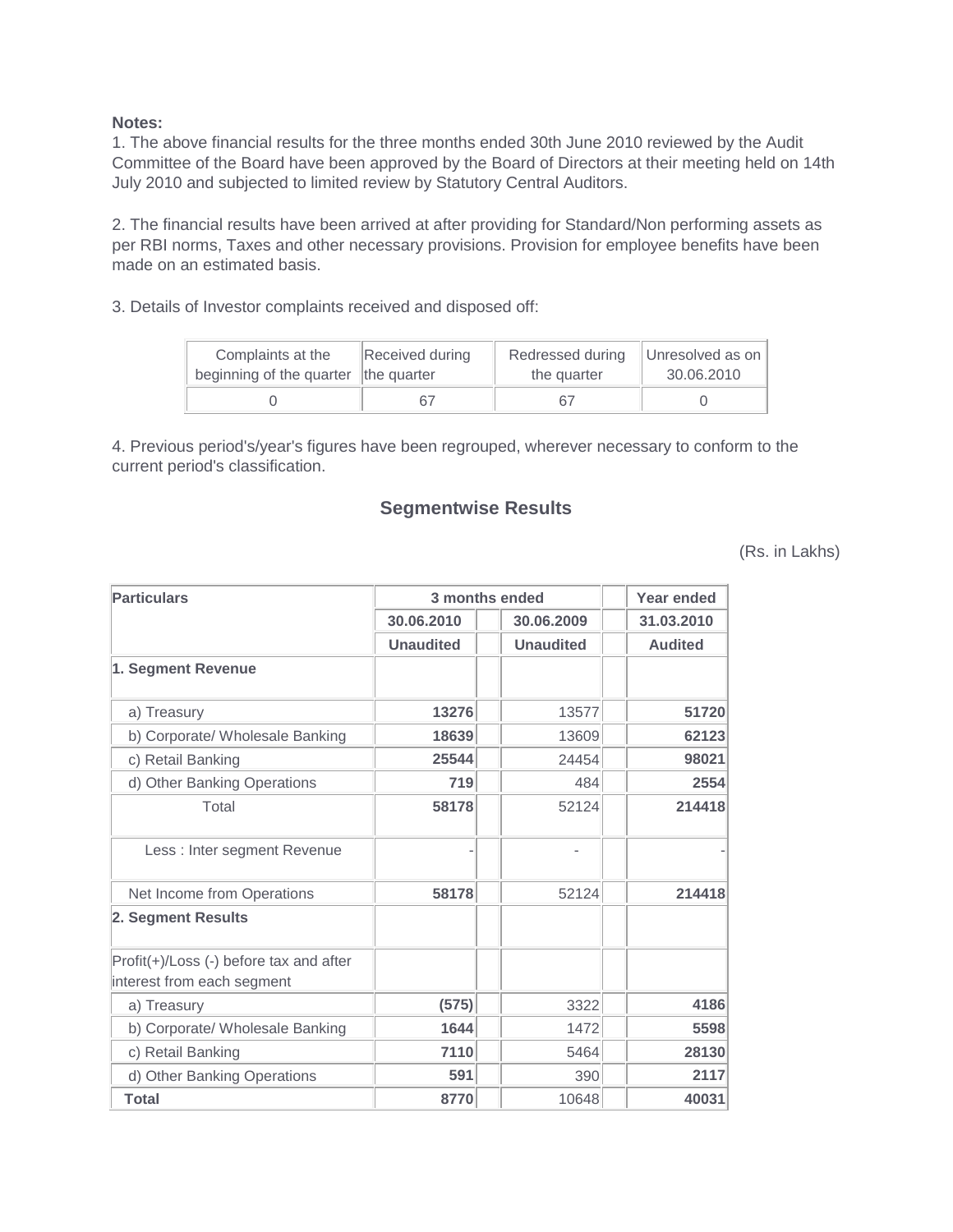**Notes:**

1. The above financial results for the three months ended 30th June 2010 reviewed by the Audit Committee of the Board have been approved by the Board of Directors at their meeting held on 14th July 2010 and subjected to limited review by Statutory Central Auditors.

2. The financial results have been arrived at after providing for Standard/Non performing assets as per RBI norms, Taxes and other necessary provisions. Provision for employee benefits have been made on an estimated basis.

3. Details of Investor complaints received and disposed off:

| Complaints at the beginning of the quarter | Received during the quarter | Redressed during the quarter | Unresolved as on 30.06.2010 |
|---|---|---|---|
| 0 | 67 | 67 | 0 |

4. Previous period's/year's figures have been regrouped, wherever necessary to conform to the current period's classification.

## Segmentwise Results

(Rs. in Lakhs)

| Particulars | 3 months ended | | Year ended |
|---|---|---|---|
| | 30.06.2010 | 30.06.2009 | 31.03.2010 |
| | Unaudited | Unaudited | Audited |
| **1. Segment Revenue** | | | |
| a) Treasury | **13276** | 13577 | **51720** |
| b) Corporate/ Wholesale Banking | **18639** | 13609 | **62123** |
| c) Retail Banking | **25544** | 24454 | **98021** |
| d) Other Banking Operations | **719** | 484 | **2554** |
| Total | **58178** | 52124 | **214418** |
| Less : Inter segment Revenue | - | - | - |
| Net Income from Operations | **58178** | 52124 | **214418** |
| **2. Segment Results** | | | |
| Profit(+)/Loss (-) before tax and after interest from each segment | | | |
| a) Treasury | **(575)** | 3322 | **4186** |
| b) Corporate/ Wholesale Banking | **1644** | 1472 | **5598** |
| c) Retail Banking | **7110** | 5464 | **28130** |
| d) Other Banking Operations | **591** | 390 | **2117** |
| **Total** | **8770** | 10648 | **40031** |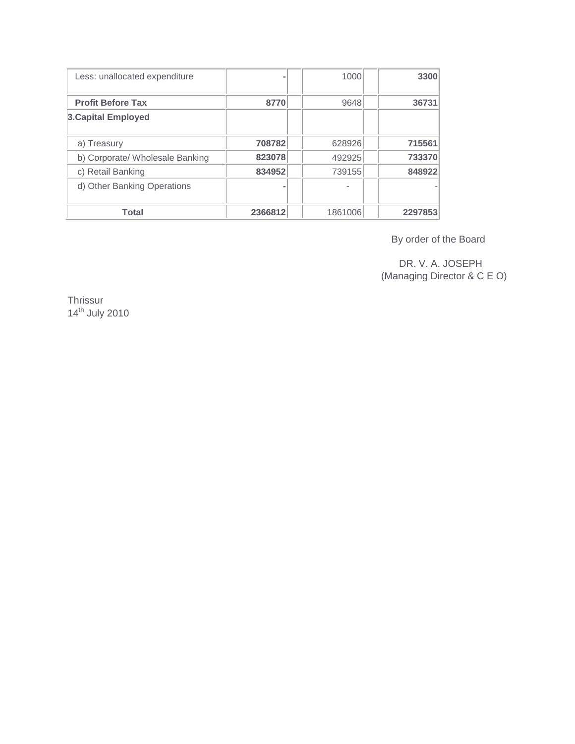| | | | | | |
|---|---|---|---|---|---|
| Less: unallocated expenditure | **-** | | 1000 | | **3300** |
| **Profit Before Tax** | **8770** | | 9648 | | **36731** |
| **3.Capital Employed** | | | | | |
| a) Treasury | **708782** | | 628926 | | **715561** |
| b) Corporate/ Wholesale Banking | **823078** | | 492925 | | **733370** |
| c) Retail Banking | **834952** | | 739155 | | **848922** |
| d) Other Banking Operations | **-** | | - | | - |
| **Total** | **2366812** | | 1861006 | | **2297853** |

By order of the Board

DR. V. A. JOSEPH
(Managing Director & C E O)

Thrissur
14th July 2010